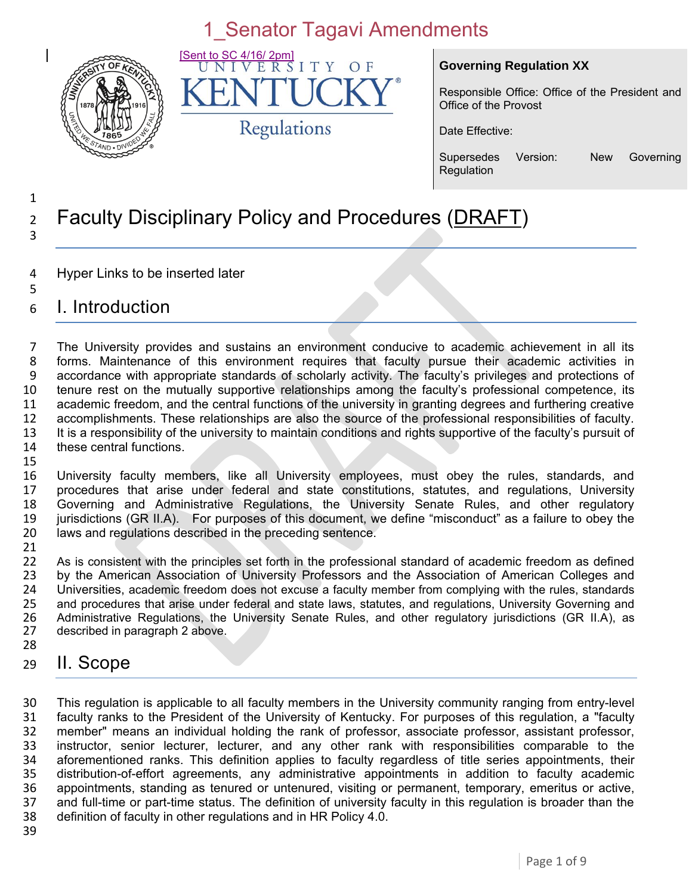1_Senator Tagavi Amendments

[Sent to SC 4/16/ 2pm]

UNIVERSITY OF KENTUCKY Regulations

**Governing Regulation XX**

Responsible Office: Office of the President and Office of the Provost

Date Effective:

Supersedes Version: New Governing Regulation

# Faculty Disciplinary Policy and Procedures (DRAFT)

Hyper Links to be inserted later

## I. Introduction

The University provides and sustains an environment conducive to academic achievement in all its forms. Maintenance of this environment requires that faculty pursue their academic activities in accordance with appropriate standards of scholarly activity. The faculty's privileges and protections of tenure rest on the mutually supportive relationships among the faculty's professional competence, its academic freedom, and the central functions of the university in granting degrees and furthering creative accomplishments. These relationships are also the source of the professional responsibilities of faculty. It is a responsibility of the university to maintain conditions and rights supportive of the faculty's pursuit of these central functions.

University faculty members, like all University employees, must obey the rules, standards, and procedures that arise under federal and state constitutions, statutes, and regulations, University Governing and Administrative Regulations, the University Senate Rules, and other regulatory jurisdictions (GR II.A). For purposes of this document, we define "misconduct" as a failure to obey the laws and regulations described in the preceding sentence.

As is consistent with the principles set forth in the professional standard of academic freedom as defined by the American Association of University Professors and the Association of American Colleges and Universities, academic freedom does not excuse a faculty member from complying with the rules, standards and procedures that arise under federal and state laws, statutes, and regulations, University Governing and Administrative Regulations, the University Senate Rules, and other regulatory jurisdictions (GR II.A), as described in paragraph 2 above.

## II. Scope

This regulation is applicable to all faculty members in the University community ranging from entry-level faculty ranks to the President of the University of Kentucky. For purposes of this regulation, a "faculty member" means an individual holding the rank of professor, associate professor, assistant professor, instructor, senior lecturer, lecturer, and any other rank with responsibilities comparable to the aforementioned ranks. This definition applies to faculty regardless of title series appointments, their distribution-of-effort agreements, any administrative appointments in addition to faculty academic appointments, standing as tenured or untenured, visiting or permanent, temporary, emeritus or active, and full-time or part-time status. The definition of university faculty in this regulation is broader than the definition of faculty in other regulations and in HR Policy 4.0.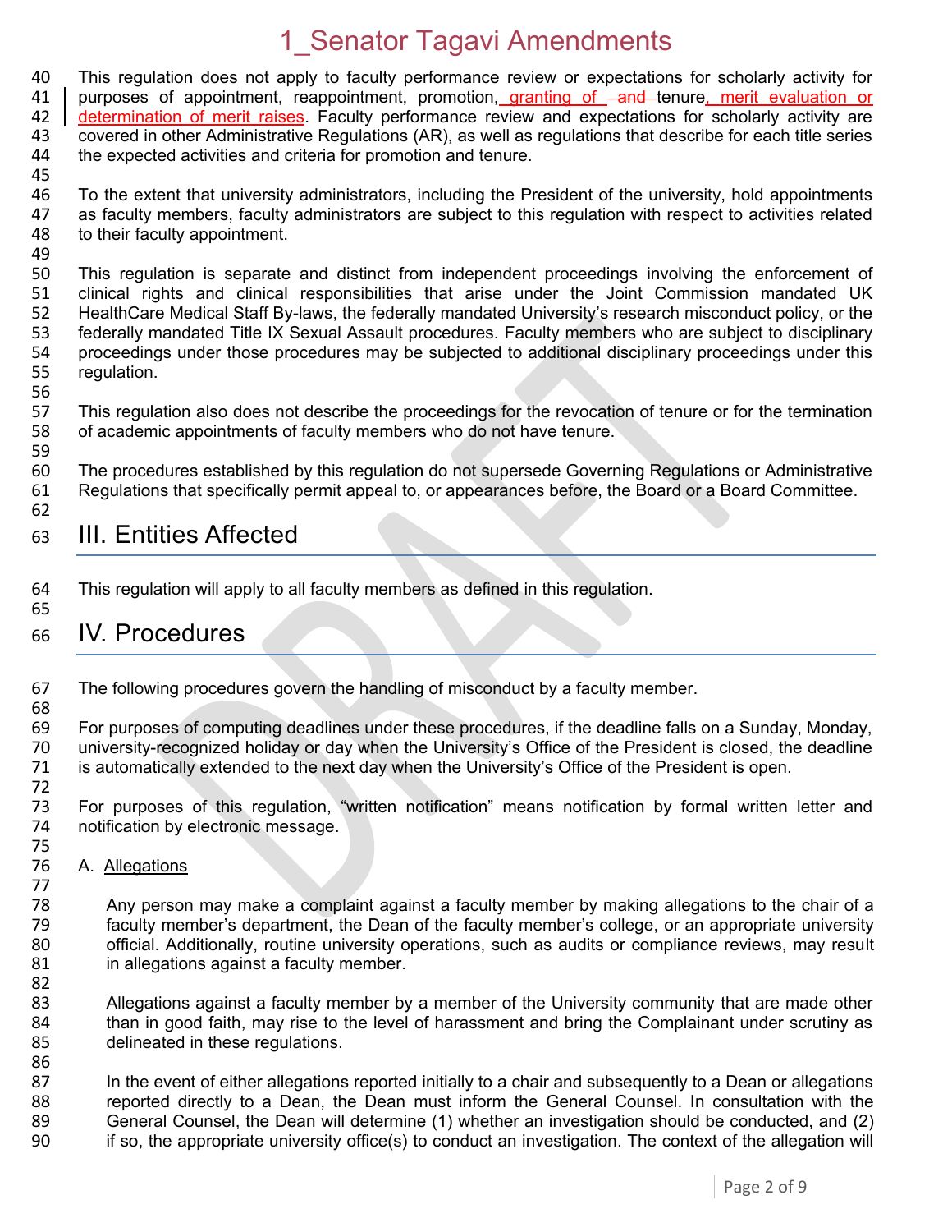This regulation does not apply to faculty performance review or expectations for scholarly activity for purposes of appointment, reappointment, promotion, granting of ~~and~~ tenure, merit evaluation or determination of merit raises. Faculty performance review and expectations for scholarly activity are covered in other Administrative Regulations (AR), as well as regulations that describe for each title series the expected activities and criteria for promotion and tenure.

To the extent that university administrators, including the President of the university, hold appointments as faculty members, faculty administrators are subject to this regulation with respect to activities related to their faculty appointment.

This regulation is separate and distinct from independent proceedings involving the enforcement of clinical rights and clinical responsibilities that arise under the Joint Commission mandated UK HealthCare Medical Staff By-laws, the federally mandated University's research misconduct policy, or the federally mandated Title IX Sexual Assault procedures. Faculty members who are subject to disciplinary proceedings under those procedures may be subjected to additional disciplinary proceedings under this regulation.

This regulation also does not describe the proceedings for the revocation of tenure or for the termination of academic appointments of faculty members who do not have tenure.

The procedures established by this regulation do not supersede Governing Regulations or Administrative Regulations that specifically permit appeal to, or appearances before, the Board or a Board Committee.

## III. Entities Affected

This regulation will apply to all faculty members as defined in this regulation.

## IV. Procedures

The following procedures govern the handling of misconduct by a faculty member.

For purposes of computing deadlines under these procedures, if the deadline falls on a Sunday, Monday, university-recognized holiday or day when the University's Office of the President is closed, the deadline is automatically extended to the next day when the University's Office of the President is open.

For purposes of this regulation, "written notification" means notification by formal written letter and notification by electronic message.

A. Allegations

Any person may make a complaint against a faculty member by making allegations to the chair of a faculty member's department, the Dean of the faculty member's college, or an appropriate university official. Additionally, routine university operations, such as audits or compliance reviews, may result in allegations against a faculty member.

Allegations against a faculty member by a member of the University community that are made other than in good faith, may rise to the level of harassment and bring the Complainant under scrutiny as delineated in these regulations.

In the event of either allegations reported initially to a chair and subsequently to a Dean or allegations reported directly to a Dean, the Dean must inform the General Counsel. In consultation with the General Counsel, the Dean will determine (1) whether an investigation should be conducted, and (2) if so, the appropriate university office(s) to conduct an investigation. The context of the allegation will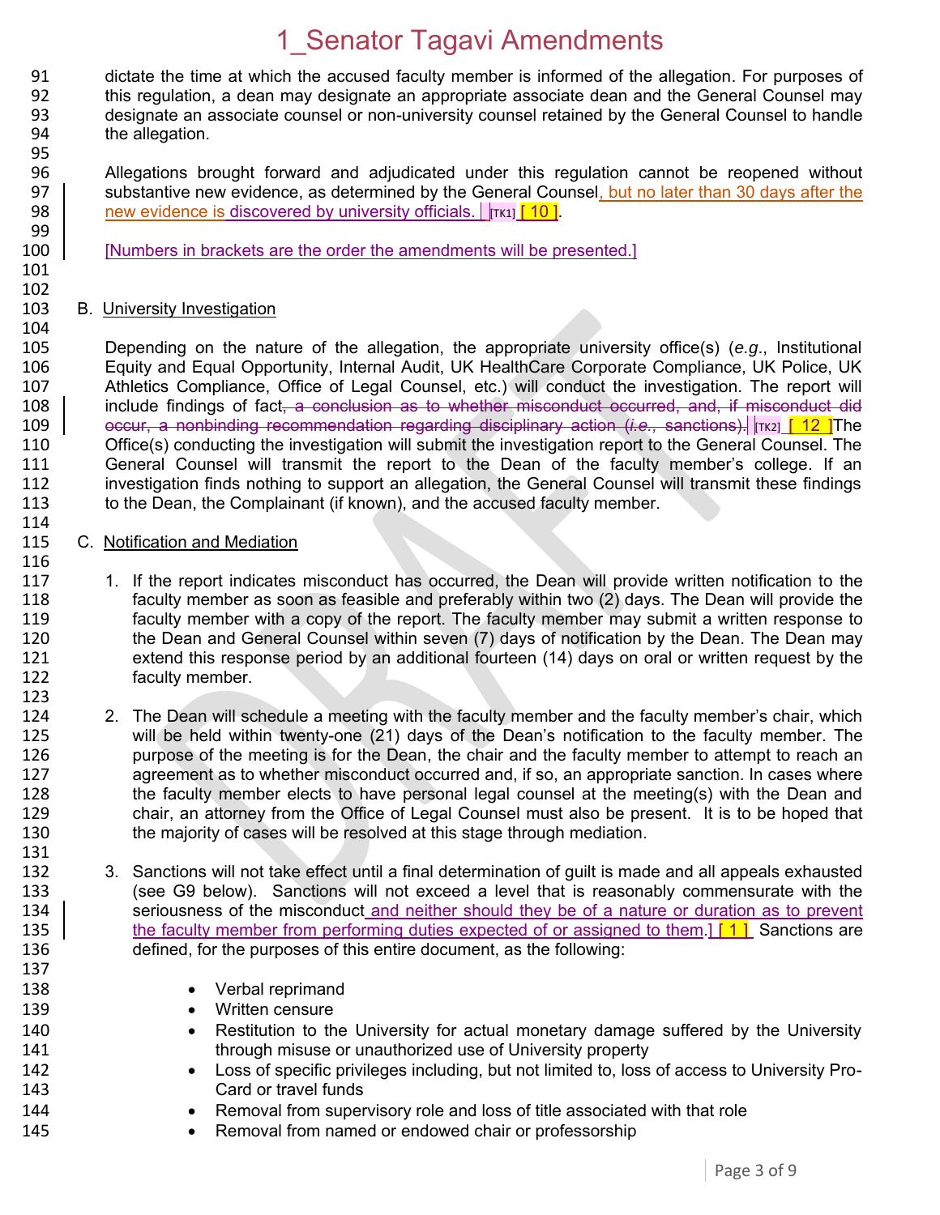dictate the time at which the accused faculty member is informed of the allegation. For purposes of this regulation, a dean may designate an appropriate associate dean and the General Counsel may designate an associate counsel or non-university counsel retained by the General Counsel to handle the allegation.

Allegations brought forward and adjudicated under this regulation cannot be reopened without substantive new evidence, as determined by the General Counsel, but no later than 30 days after the new evidence is discovered by university officials. [TK1] [ 10 ].

[Numbers in brackets are the order the amendments will be presented.]

B. University Investigation

Depending on the nature of the allegation, the appropriate university office(s) (*e.g.*, Institutional Equity and Equal Opportunity, Internal Audit, UK HealthCare Corporate Compliance, UK Police, UK Athletics Compliance, Office of Legal Counsel, etc.) will conduct the investigation. The report will include findings of fact~~, a conclusion as to whether misconduct occurred, and, if misconduct did occur, a nonbinding recommendation regarding disciplinary action (*i.e.*, sanctions)~~. [TK2] [ 12 ]The Office(s) conducting the investigation will submit the investigation report to the General Counsel. The General Counsel will transmit the report to the Dean of the faculty member's college. If an investigation finds nothing to support an allegation, the General Counsel will transmit these findings to the Dean, the Complainant (if known), and the accused faculty member.

C. Notification and Mediation

1. If the report indicates misconduct has occurred, the Dean will provide written notification to the faculty member as soon as feasible and preferably within two (2) days. The Dean will provide the faculty member with a copy of the report. The faculty member may submit a written response to the Dean and General Counsel within seven (7) days of notification by the Dean. The Dean may extend this response period by an additional fourteen (14) days on oral or written request by the faculty member.

2. The Dean will schedule a meeting with the faculty member and the faculty member's chair, which will be held within twenty-one (21) days of the Dean's notification to the faculty member. The purpose of the meeting is for the Dean, the chair and the faculty member to attempt to reach an agreement as to whether misconduct occurred and, if so, an appropriate sanction. In cases where the faculty member elects to have personal legal counsel at the meeting(s) with the Dean and chair, an attorney from the Office of Legal Counsel must also be present. It is to be hoped that the majority of cases will be resolved at this stage through mediation.

3. Sanctions will not take effect until a final determination of guilt is made and all appeals exhausted (see G9 below). Sanctions will not exceed a level that is reasonably commensurate with the seriousness of the misconduct and neither should they be of a nature or duration as to prevent the faculty member from performing duties expected of or assigned to them.] [ 1 ] Sanctions are defined, for the purposes of this entire document, as the following:

    - Verbal reprimand
    - Written censure
    - Restitution to the University for actual monetary damage suffered by the University through misuse or unauthorized use of University property
    - Loss of specific privileges including, but not limited to, loss of access to University Pro-Card or travel funds
    - Removal from supervisory role and loss of title associated with that role
    - Removal from named or endowed chair or professorship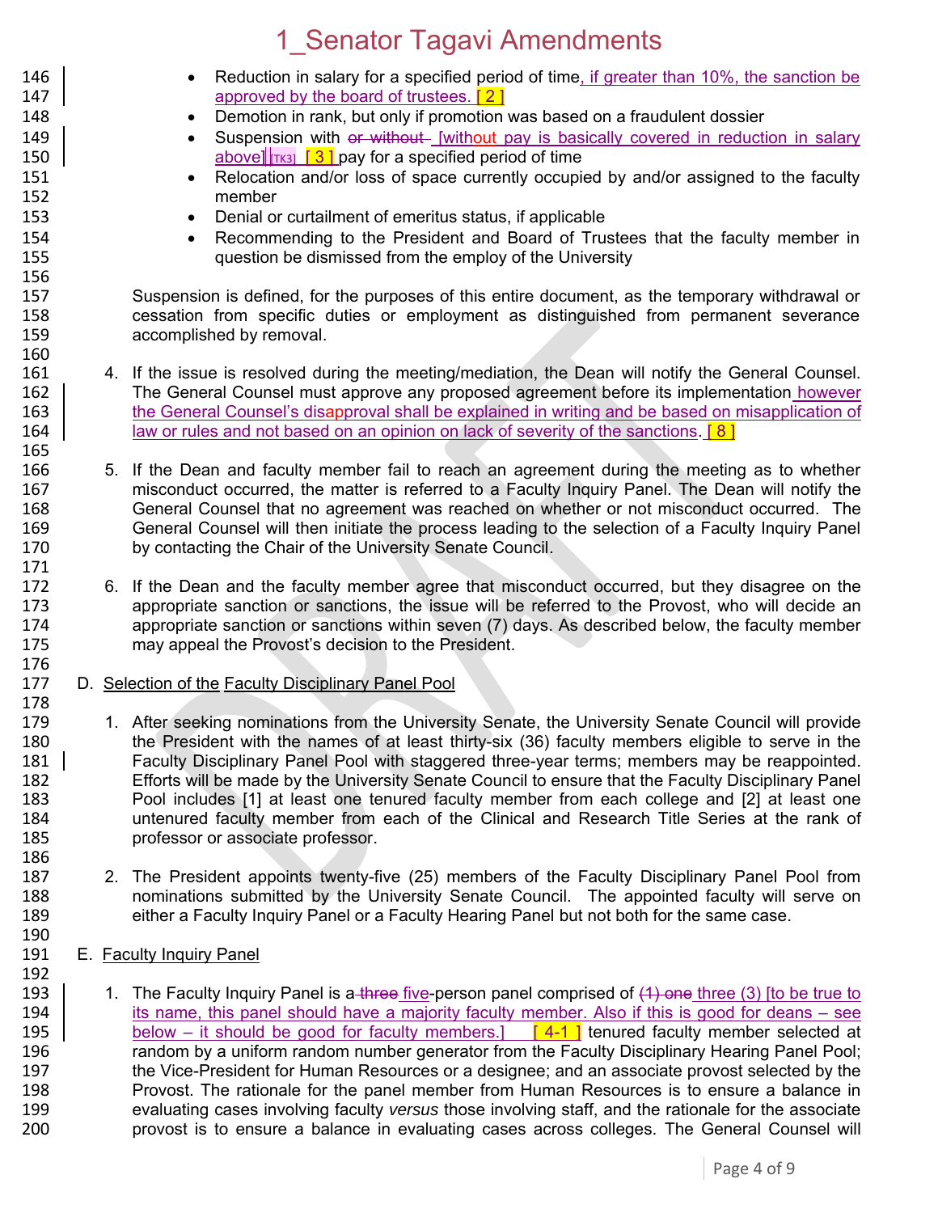- Reduction in salary for a specified period of time, if greater than 10%, the sanction be approved by the board of trustees. [ 2 ]
- Demotion in rank, but only if promotion was based on a fraudulent dossier
- Suspension with ~~or without~~ [without pay is basically covered in reduction in salary above] [TK3] [ 3 ] pay for a specified period of time
- Relocation and/or loss of space currently occupied by and/or assigned to the faculty member
- Denial or curtailment of emeritus status, if applicable
- Recommending to the President and Board of Trustees that the faculty member in question be dismissed from the employ of the University

Suspension is defined, for the purposes of this entire document, as the temporary withdrawal or cessation from specific duties or employment as distinguished from permanent severance accomplished by removal.

4. If the issue is resolved during the meeting/mediation, the Dean will notify the General Counsel. The General Counsel must approve any proposed agreement before its implementation however the General Counsel's disapproval shall be explained in writing and be based on misapplication of law or rules and not based on an opinion on lack of severity of the sanctions. [ 8 ]

5. If the Dean and faculty member fail to reach an agreement during the meeting as to whether misconduct occurred, the matter is referred to a Faculty Inquiry Panel. The Dean will notify the General Counsel that no agreement was reached on whether or not misconduct occurred. The General Counsel will then initiate the process leading to the selection of a Faculty Inquiry Panel by contacting the Chair of the University Senate Council.

6. If the Dean and the faculty member agree that misconduct occurred, but they disagree on the appropriate sanction or sanctions, the issue will be referred to the Provost, who will decide an appropriate sanction or sanctions within seven (7) days. As described below, the faculty member may appeal the Provost's decision to the President.

D. Selection of the Faculty Disciplinary Panel Pool

1. After seeking nominations from the University Senate, the University Senate Council will provide the President with the names of at least thirty-six (36) faculty members eligible to serve in the Faculty Disciplinary Panel Pool with staggered three-year terms; members may be reappointed. Efforts will be made by the University Senate Council to ensure that the Faculty Disciplinary Panel Pool includes [1] at least one tenured faculty member from each college and [2] at least one untenured faculty member from each of the Clinical and Research Title Series at the rank of professor or associate professor.

2. The President appoints twenty-five (25) members of the Faculty Disciplinary Panel Pool from nominations submitted by the University Senate Council. The appointed faculty will serve on either a Faculty Inquiry Panel or a Faculty Hearing Panel but not both for the same case.

E. Faculty Inquiry Panel

1. The Faculty Inquiry Panel is a ~~three~~ five-person panel comprised of ~~(1) one~~ three (3) [to be true to its name, this panel should have a majority faculty member. Also if this is good for deans – see below – it should be good for faculty members.] [ 4-1 ] tenured faculty member selected at random by a uniform random number generator from the Faculty Disciplinary Hearing Panel Pool; the Vice-President for Human Resources or a designee; and an associate provost selected by the Provost. The rationale for the panel member from Human Resources is to ensure a balance in evaluating cases involving faculty *versus* those involving staff, and the rationale for the associate provost is to ensure a balance in evaluating cases across colleges. The General Counsel will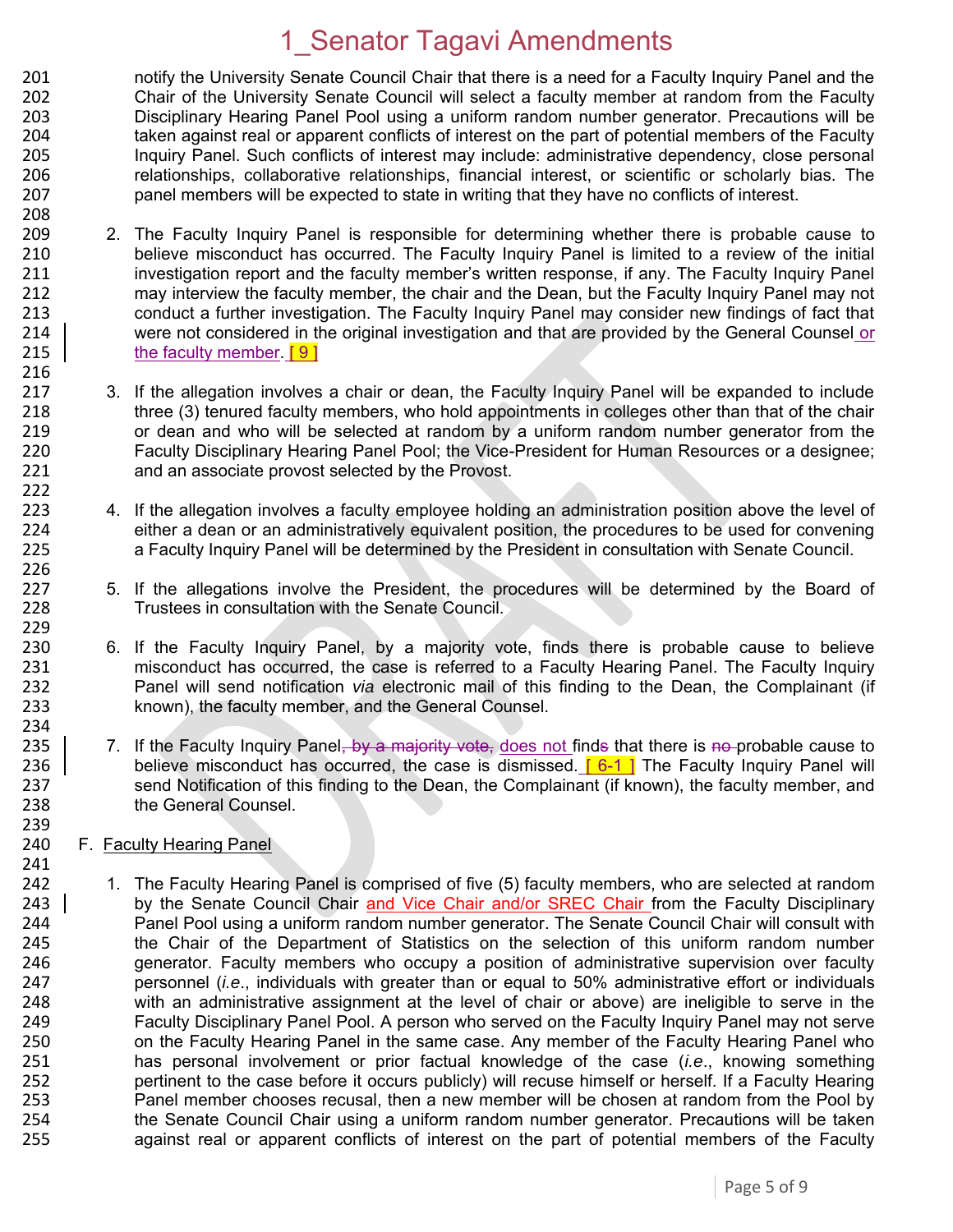notify the University Senate Council Chair that there is a need for a Faculty Inquiry Panel and the Chair of the University Senate Council will select a faculty member at random from the Faculty Disciplinary Hearing Panel Pool using a uniform random number generator. Precautions will be taken against real or apparent conflicts of interest on the part of potential members of the Faculty Inquiry Panel. Such conflicts of interest may include: administrative dependency, close personal relationships, collaborative relationships, financial interest, or scientific or scholarly bias. The panel members will be expected to state in writing that they have no conflicts of interest.

2. The Faculty Inquiry Panel is responsible for determining whether there is probable cause to believe misconduct has occurred. The Faculty Inquiry Panel is limited to a review of the initial investigation report and the faculty member's written response, if any. The Faculty Inquiry Panel may interview the faculty member, the chair and the Dean, but the Faculty Inquiry Panel may not conduct a further investigation. The Faculty Inquiry Panel may consider new findings of fact that were not considered in the original investigation and that are provided by the General Counsel or the faculty member. [ 9 ]

3. If the allegation involves a chair or dean, the Faculty Inquiry Panel will be expanded to include three (3) tenured faculty members, who hold appointments in colleges other than that of the chair or dean and who will be selected at random by a uniform random number generator from the Faculty Disciplinary Hearing Panel Pool; the Vice-President for Human Resources or a designee; and an associate provost selected by the Provost.

4. If the allegation involves a faculty employee holding an administration position above the level of either a dean or an administratively equivalent position, the procedures to be used for convening a Faculty Inquiry Panel will be determined by the President in consultation with Senate Council.

5. If the allegations involve the President, the procedures will be determined by the Board of Trustees in consultation with the Senate Council.

6. If the Faculty Inquiry Panel, by a majority vote, finds there is probable cause to believe misconduct has occurred, the case is referred to a Faculty Hearing Panel. The Faculty Inquiry Panel will send notification *via* electronic mail of this finding to the Dean, the Complainant (if known), the faculty member, and the General Counsel.

7. If the Faculty Inquiry Panel~~, by a majority vote,~~ does not find~~s~~ that there is ~~no~~ probable cause to believe misconduct has occurred, the case is dismissed. [ 6-1 ] The Faculty Inquiry Panel will send Notification of this finding to the Dean, the Complainant (if known), the faculty member, and the General Counsel.

F. Faculty Hearing Panel

1. The Faculty Hearing Panel is comprised of five (5) faculty members, who are selected at random by the Senate Council Chair and Vice Chair and/or SREC Chair from the Faculty Disciplinary Panel Pool using a uniform random number generator. The Senate Council Chair will consult with the Chair of the Department of Statistics on the selection of this uniform random number generator. Faculty members who occupy a position of administrative supervision over faculty personnel (*i.e.*, individuals with greater than or equal to 50% administrative effort or individuals with an administrative assignment at the level of chair or above) are ineligible to serve in the Faculty Disciplinary Panel Pool. A person who served on the Faculty Inquiry Panel may not serve on the Faculty Hearing Panel in the same case. Any member of the Faculty Hearing Panel who has personal involvement or prior factual knowledge of the case (*i.e.*, knowing something pertinent to the case before it occurs publicly) will recuse himself or herself. If a Faculty Hearing Panel member chooses recusal, then a new member will be chosen at random from the Pool by the Senate Council Chair using a uniform random number generator. Precautions will be taken against real or apparent conflicts of interest on the part of potential members of the Faculty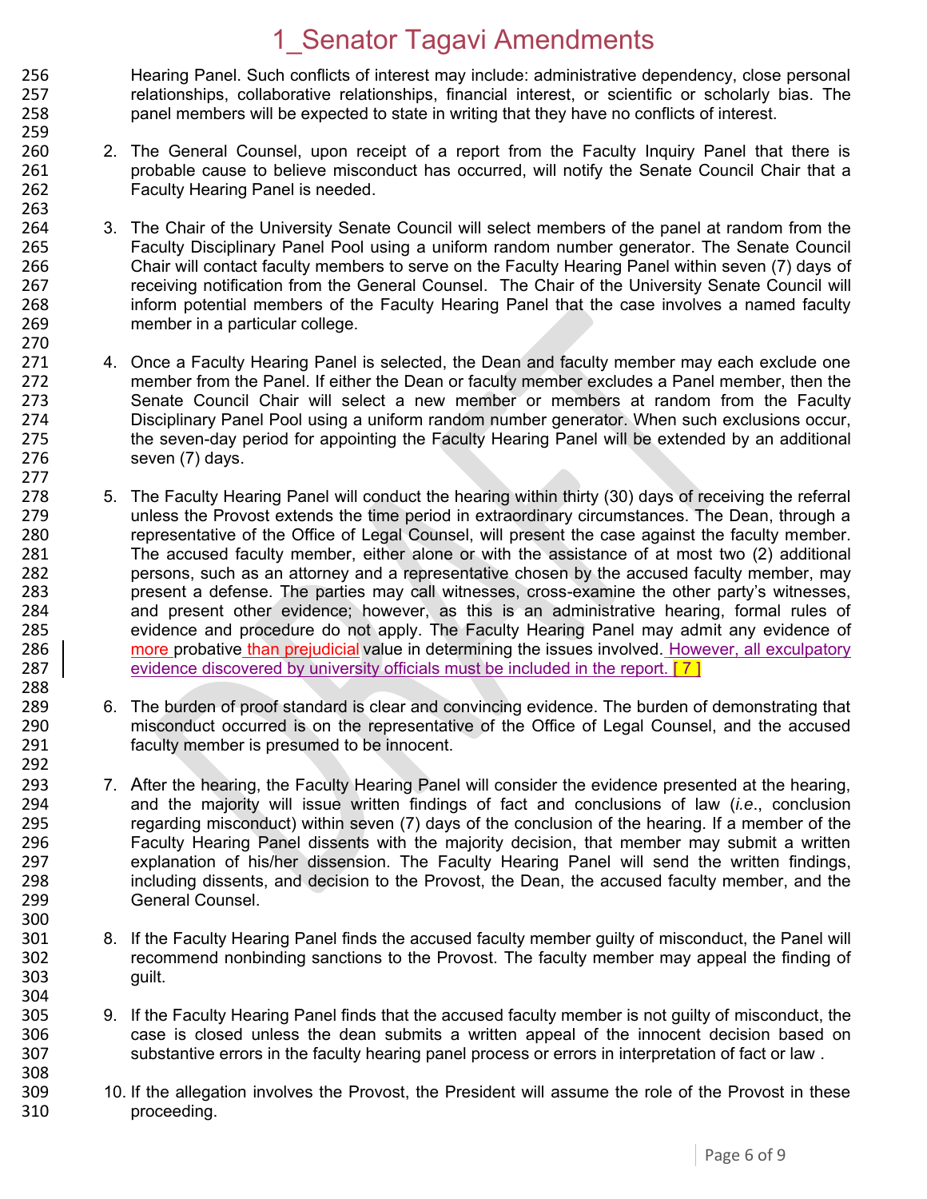Hearing Panel. Such conflicts of interest may include: administrative dependency, close personal relationships, collaborative relationships, financial interest, or scientific or scholarly bias. The panel members will be expected to state in writing that they have no conflicts of interest.

2. The General Counsel, upon receipt of a report from the Faculty Inquiry Panel that there is probable cause to believe misconduct has occurred, will notify the Senate Council Chair that a Faculty Hearing Panel is needed.

3. The Chair of the University Senate Council will select members of the panel at random from the Faculty Disciplinary Panel Pool using a uniform random number generator. The Senate Council Chair will contact faculty members to serve on the Faculty Hearing Panel within seven (7) days of receiving notification from the General Counsel. The Chair of the University Senate Council will inform potential members of the Faculty Hearing Panel that the case involves a named faculty member in a particular college.

4. Once a Faculty Hearing Panel is selected, the Dean and faculty member may each exclude one member from the Panel. If either the Dean or faculty member excludes a Panel member, then the Senate Council Chair will select a new member or members at random from the Faculty Disciplinary Panel Pool using a uniform random number generator. When such exclusions occur, the seven-day period for appointing the Faculty Hearing Panel will be extended by an additional seven (7) days.

5. The Faculty Hearing Panel will conduct the hearing within thirty (30) days of receiving the referral unless the Provost extends the time period in extraordinary circumstances. The Dean, through a representative of the Office of Legal Counsel, will present the case against the faculty member. The accused faculty member, either alone or with the assistance of at most two (2) additional persons, such as an attorney and a representative chosen by the accused faculty member, may present a defense. The parties may call witnesses, cross-examine the other party's witnesses, and present other evidence; however, as this is an administrative hearing, formal rules of evidence and procedure do not apply. The Faculty Hearing Panel may admit any evidence of more probative than prejudicial value in determining the issues involved. However, all exculpatory evidence discovered by university officials must be included in the report. [ 7 ]

6. The burden of proof standard is clear and convincing evidence. The burden of demonstrating that misconduct occurred is on the representative of the Office of Legal Counsel, and the accused faculty member is presumed to be innocent.

7. After the hearing, the Faculty Hearing Panel will consider the evidence presented at the hearing, and the majority will issue written findings of fact and conclusions of law (*i.e.*, conclusion regarding misconduct) within seven (7) days of the conclusion of the hearing. If a member of the Faculty Hearing Panel dissents with the majority decision, that member may submit a written explanation of his/her dissension. The Faculty Hearing Panel will send the written findings, including dissents, and decision to the Provost, the Dean, the accused faculty member, and the General Counsel.

8. If the Faculty Hearing Panel finds the accused faculty member guilty of misconduct, the Panel will recommend nonbinding sanctions to the Provost. The faculty member may appeal the finding of guilt.

9. If the Faculty Hearing Panel finds that the accused faculty member is not guilty of misconduct, the case is closed unless the dean submits a written appeal of the innocent decision based on substantive errors in the faculty hearing panel process or errors in interpretation of fact or law .

10. If the allegation involves the Provost, the President will assume the role of the Provost in these proceeding.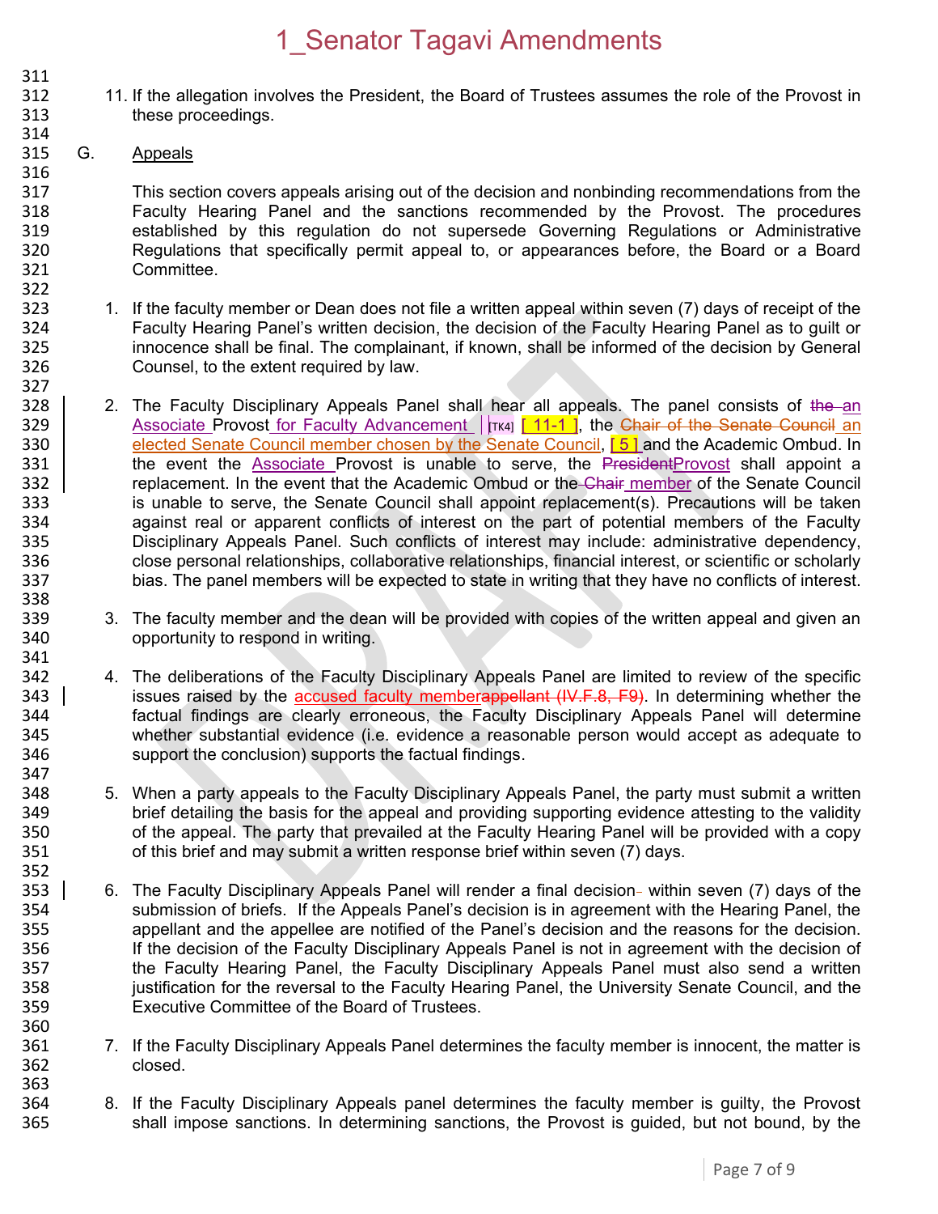11. If the allegation involves the President, the Board of Trustees assumes the role of the Provost in these proceedings.

G. Appeals

This section covers appeals arising out of the decision and nonbinding recommendations from the Faculty Hearing Panel and the sanctions recommended by the Provost. The procedures established by this regulation do not supersede Governing Regulations or Administrative Regulations that specifically permit appeal to, or appearances before, the Board or a Board Committee.

1. If the faculty member or Dean does not file a written appeal within seven (7) days of receipt of the Faculty Hearing Panel's written decision, the decision of the Faculty Hearing Panel as to guilt or innocence shall be final. The complainant, if known, shall be informed of the decision by General Counsel, to the extent required by law.

2. The Faculty Disciplinary Appeals Panel shall hear all appeals. The panel consists of ~~the~~ an Associate Provost for Faculty Advancement [TK4] [ 11-1 ], the ~~Chair of the Senate Council~~ an elected Senate Council member chosen by the Senate Council, [ 5 ] and the Academic Ombud. In the event the Associate Provost is unable to serve, the ~~President~~Provost shall appoint a replacement. In the event that the Academic Ombud or the ~~Chair~~ member of the Senate Council is unable to serve, the Senate Council shall appoint replacement(s). Precautions will be taken against real or apparent conflicts of interest on the part of potential members of the Faculty Disciplinary Appeals Panel. Such conflicts of interest may include: administrative dependency, close personal relationships, collaborative relationships, financial interest, or scientific or scholarly bias. The panel members will be expected to state in writing that they have no conflicts of interest.

3. The faculty member and the dean will be provided with copies of the written appeal and given an opportunity to respond in writing.

4. The deliberations of the Faculty Disciplinary Appeals Panel are limited to review of the specific issues raised by the accused faculty member~~appellant (IV.F.8, F9)~~. In determining whether the factual findings are clearly erroneous, the Faculty Disciplinary Appeals Panel will determine whether substantial evidence (i.e. evidence a reasonable person would accept as adequate to support the conclusion) supports the factual findings.

5. When a party appeals to the Faculty Disciplinary Appeals Panel, the party must submit a written brief detailing the basis for the appeal and providing supporting evidence attesting to the validity of the appeal. The party that prevailed at the Faculty Hearing Panel will be provided with a copy of this brief and may submit a written response brief within seven (7) days.

6. The Faculty Disciplinary Appeals Panel will render a final decision within seven (7) days of the submission of briefs. If the Appeals Panel's decision is in agreement with the Hearing Panel, the appellant and the appellee are notified of the Panel's decision and the reasons for the decision. If the decision of the Faculty Disciplinary Appeals Panel is not in agreement with the decision of the Faculty Hearing Panel, the Faculty Disciplinary Appeals Panel must also send a written justification for the reversal to the Faculty Hearing Panel, the University Senate Council, and the Executive Committee of the Board of Trustees.

7. If the Faculty Disciplinary Appeals Panel determines the faculty member is innocent, the matter is closed.

8. If the Faculty Disciplinary Appeals panel determines the faculty member is guilty, the Provost shall impose sanctions. In determining sanctions, the Provost is guided, but not bound, by the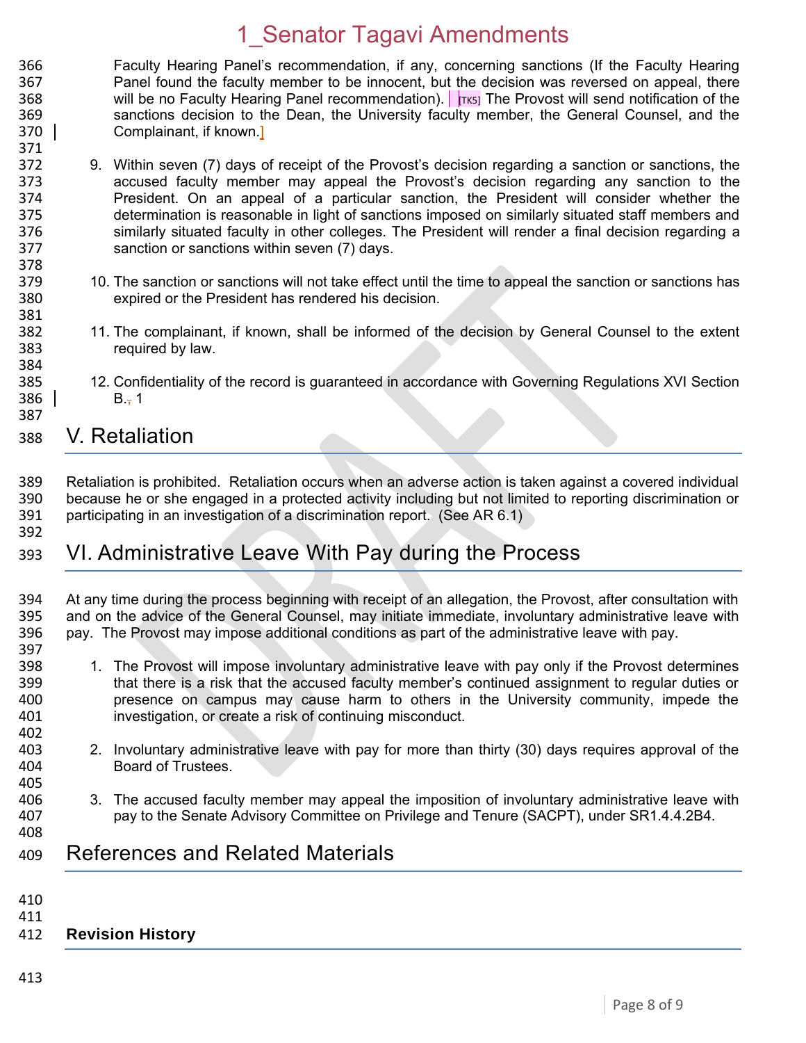Faculty Hearing Panel's recommendation, if any, concerning sanctions (If the Faculty Hearing Panel found the faculty member to be innocent, but the decision was reversed on appeal, there will be no Faculty Hearing Panel recommendation). [TK5] The Provost will send notification of the sanctions decision to the Dean, the University faculty member, the General Counsel, and the Complainant, if known.]

9. Within seven (7) days of receipt of the Provost's decision regarding a sanction or sanctions, the accused faculty member may appeal the Provost's decision regarding any sanction to the President. On an appeal of a particular sanction, the President will consider whether the determination is reasonable in light of sanctions imposed on similarly situated staff members and similarly situated faculty in other colleges. The President will render a final decision regarding a sanction or sanctions within seven (7) days.

10. The sanction or sanctions will not take effect until the time to appeal the sanction or sanctions has expired or the President has rendered his decision.

11. The complainant, if known, shall be informed of the decision by General Counsel to the extent required by law.

12. Confidentiality of the record is guaranteed in accordance with Governing Regulations XVI Section B., 1

## V. Retaliation

Retaliation is prohibited. Retaliation occurs when an adverse action is taken against a covered individual because he or she engaged in a protected activity including but not limited to reporting discrimination or participating in an investigation of a discrimination report. (See AR 6.1)

## VI. Administrative Leave With Pay during the Process

At any time during the process beginning with receipt of an allegation, the Provost, after consultation with and on the advice of the General Counsel, may initiate immediate, involuntary administrative leave with pay. The Provost may impose additional conditions as part of the administrative leave with pay.

1. The Provost will impose involuntary administrative leave with pay only if the Provost determines that there is a risk that the accused faculty member's continued assignment to regular duties or presence on campus may cause harm to others in the University community, impede the investigation, or create a risk of continuing misconduct.

2. Involuntary administrative leave with pay for more than thirty (30) days requires approval of the Board of Trustees.

3. The accused faculty member may appeal the imposition of involuntary administrative leave with pay to the Senate Advisory Committee on Privilege and Tenure (SACPT), under SR1.4.4.2B4.

## References and Related Materials

**Revision History**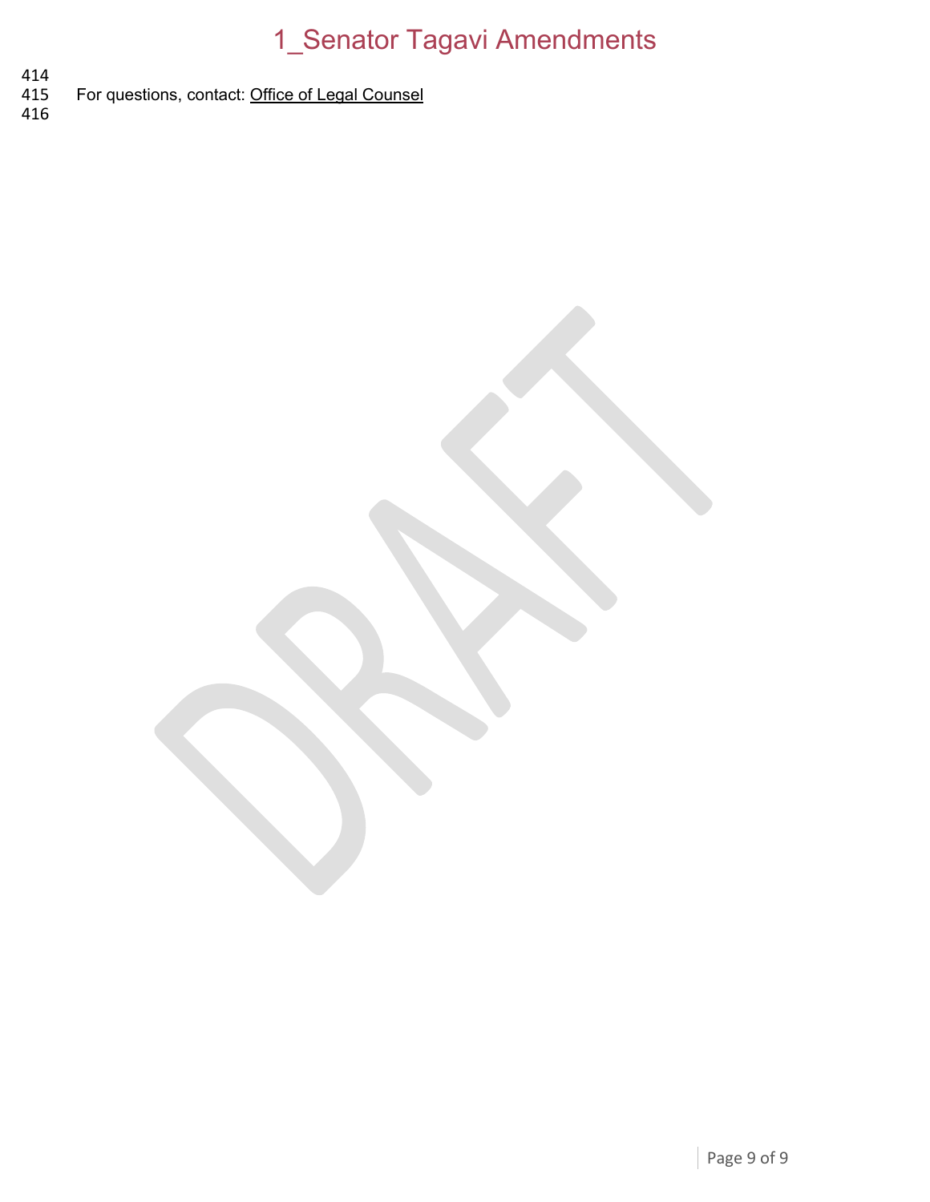For questions, contact: Office of Legal Counsel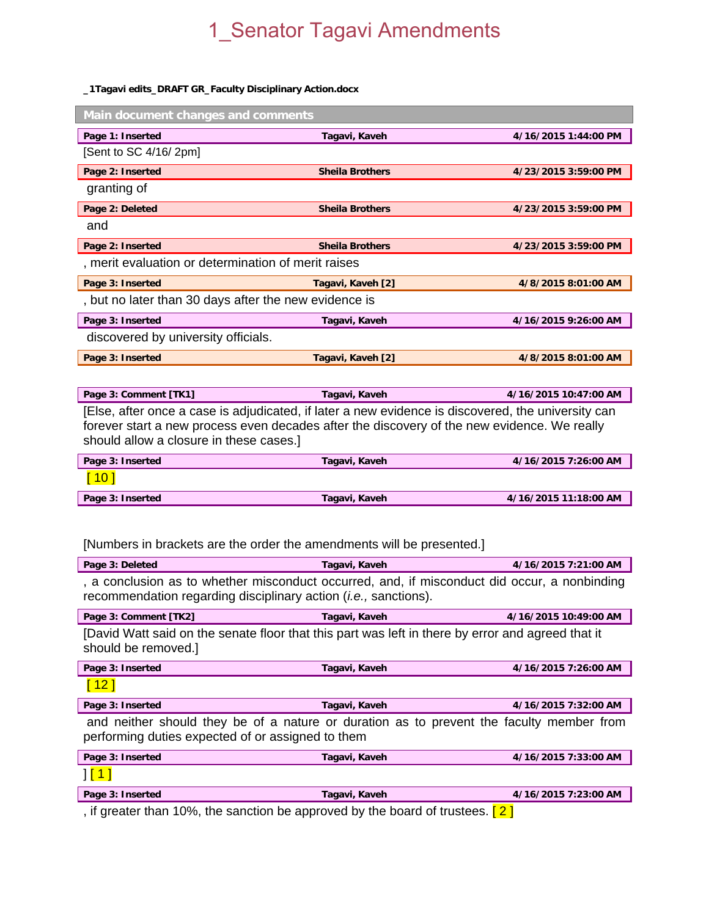# 1_Senator Tagavi Amendments

**_1Tagavi edits_DRAFT GR_Faculty Disciplinary Action.docx**

## Main document changes and comments

| Page 1: Inserted | Tagavi, Kaveh | 4/16/2015 1:44:00 PM |
|---|---|---|

[Sent to SC 4/16/ 2pm]

| Page 2: Inserted | Sheila Brothers | 4/23/2015 3:59:00 PM |
|---|---|---|

granting of

| Page 2: Deleted | Sheila Brothers | 4/23/2015 3:59:00 PM |
|---|---|---|

and

| Page 2: Inserted | Sheila Brothers | 4/23/2015 3:59:00 PM |
|---|---|---|

, merit evaluation or determination of merit raises

| Page 3: Inserted | Tagavi, Kaveh [2] | 4/8/2015 8:01:00 AM |
|---|---|---|

, but no later than 30 days after the new evidence is

| Page 3: Inserted | Tagavi, Kaveh | 4/16/2015 9:26:00 AM |
|---|---|---|

discovered by university officials.

| Page 3: Inserted | Tagavi, Kaveh [2] | 4/8/2015 8:01:00 AM |
|---|---|---|

| Page 3: Comment [TK1] | Tagavi, Kaveh | 4/16/2015 10:47:00 AM |
|---|---|---|

[Else, after once a case is adjudicated, if later a new evidence is discovered, the university can forever start a new process even decades after the discovery of the new evidence. We really should allow a closure in these cases.]

| Page 3: Inserted | Tagavi, Kaveh | 4/16/2015 7:26:00 AM |
|---|---|---|

[ 10 ]

| Page 3: Inserted | Tagavi, Kaveh | 4/16/2015 11:18:00 AM |
|---|---|---|

[Numbers in brackets are the order the amendments will be presented.]

| Page 3: Deleted | Tagavi, Kaveh | 4/16/2015 7:21:00 AM |
|---|---|---|

, a conclusion as to whether misconduct occurred, and, if misconduct did occur, a nonbinding recommendation regarding disciplinary action (*i.e.,* sanctions).

| Page 3: Comment [TK2] | Tagavi, Kaveh | 4/16/2015 10:49:00 AM |
|---|---|---|

[David Watt said on the senate floor that this part was left in there by error and agreed that it should be removed.]

| Page 3: Inserted | Tagavi, Kaveh | 4/16/2015 7:26:00 AM |
|---|---|---|

[ 12 ]

| Page 3: Inserted | Tagavi, Kaveh | 4/16/2015 7:32:00 AM |
|---|---|---|

and neither should they be of a nature or duration as to prevent the faculty member from performing duties expected of or assigned to them

| Page 3: Inserted | Tagavi, Kaveh | 4/16/2015 7:33:00 AM |
|---|---|---|

] [ 1 ]

| Page 3: Inserted | Tagavi, Kaveh | 4/16/2015 7:23:00 AM |
|---|---|---|

, if greater than 10%, the sanction be approved by the board of trustees. [ 2 ]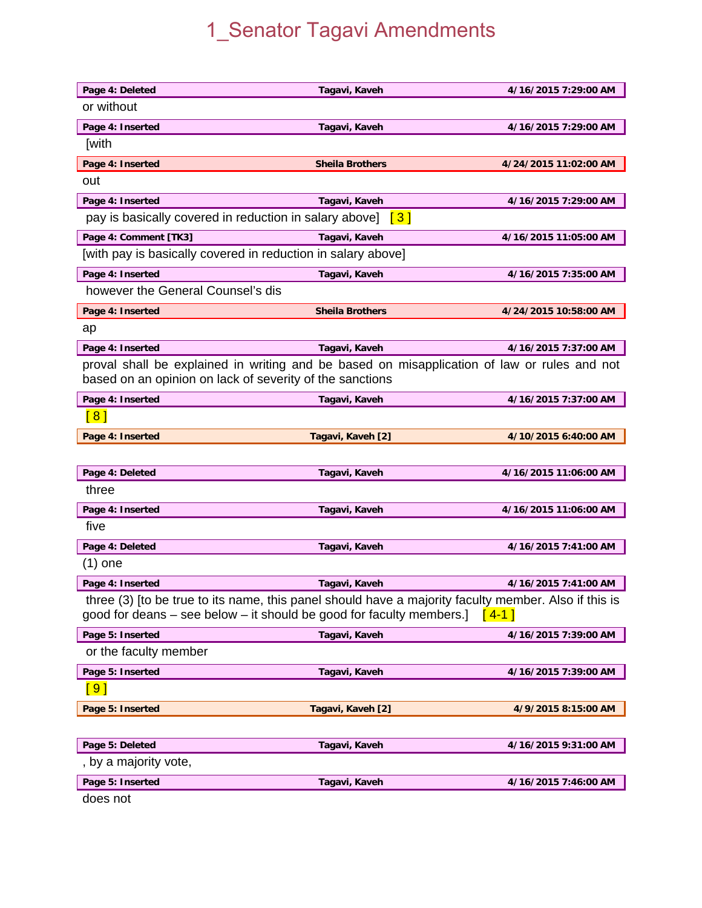# 1_Senator Tagavi Amendments

| Page 4: Deleted | Tagavi, Kaveh | 4/16/2015 7:29:00 AM |
|---|---|---|

or without

| Page 4: Inserted | Tagavi, Kaveh | 4/16/2015 7:29:00 AM |
|---|---|---|

[with

| Page 4: Inserted | Sheila Brothers | 4/24/2015 11:02:00 AM |
|---|---|---|

out

| Page 4: Inserted | Tagavi, Kaveh | 4/16/2015 7:29:00 AM |
|---|---|---|

pay is basically covered in reduction in salary above] [ 3 ]

| Page 4: Comment [TK3] | Tagavi, Kaveh | 4/16/2015 11:05:00 AM |
|---|---|---|

[with pay is basically covered in reduction in salary above]

| Page 4: Inserted | Tagavi, Kaveh | 4/16/2015 7:35:00 AM |
|---|---|---|

however the General Counsel's dis

| Page 4: Inserted | Sheila Brothers | 4/24/2015 10:58:00 AM |
|---|---|---|

ap

| Page 4: Inserted | Tagavi, Kaveh | 4/16/2015 7:37:00 AM |
|---|---|---|

proval shall be explained in writing and be based on misapplication of law or rules and not based on an opinion on lack of severity of the sanctions

| Page 4: Inserted | Tagavi, Kaveh | 4/16/2015 7:37:00 AM |
|---|---|---|

[ 8 ]

| Page 4: Inserted | Tagavi, Kaveh [2] | 4/10/2015 6:40:00 AM |
|---|---|---|

| Page 4: Deleted | Tagavi, Kaveh | 4/16/2015 11:06:00 AM |
|---|---|---|

three

| Page 4: Inserted | Tagavi, Kaveh | 4/16/2015 11:06:00 AM |
|---|---|---|

five

| Page 4: Deleted | Tagavi, Kaveh | 4/16/2015 7:41:00 AM |
|---|---|---|

(1) one

| Page 4: Inserted | Tagavi, Kaveh | 4/16/2015 7:41:00 AM |
|---|---|---|

three (3) [to be true to its name, this panel should have a majority faculty member. Also if this is good for deans – see below – it should be good for faculty members.] [ 4-1 ]

| Page 5: Inserted | Tagavi, Kaveh | 4/16/2015 7:39:00 AM |
|---|---|---|

or the faculty member

| Page 5: Inserted | Tagavi, Kaveh | 4/16/2015 7:39:00 AM |
|---|---|---|

[ 9 ]

| Page 5: Inserted | Tagavi, Kaveh [2] | 4/9/2015 8:15:00 AM |
|---|---|---|

| Page 5: Deleted | Tagavi, Kaveh | 4/16/2015 9:31:00 AM |
|---|---|---|

, by a majority vote,

| Page 5: Inserted | Tagavi, Kaveh | 4/16/2015 7:46:00 AM |
|---|---|---|

does not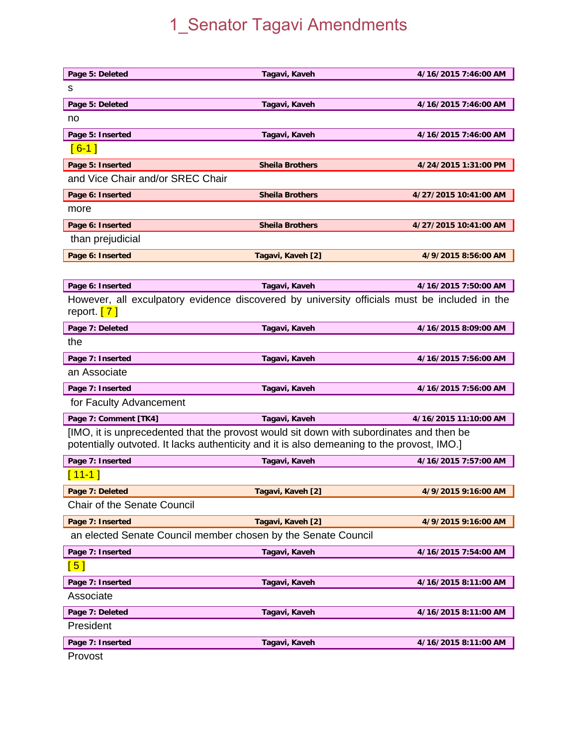# 1_Senator Tagavi Amendments

| Page 5: Deleted | Tagavi, Kaveh | 4/16/2015 7:46:00 AM |
|---|---|---|

s

| Page 5: Deleted | Tagavi, Kaveh | 4/16/2015 7:46:00 AM |
|---|---|---|

no

| Page 5: Inserted | Tagavi, Kaveh | 4/16/2015 7:46:00 AM |
|---|---|---|

[ 6-1 ]

| Page 5: Inserted | Sheila Brothers | 4/24/2015 1:31:00 PM |
|---|---|---|

and Vice Chair and/or SREC Chair

| Page 6: Inserted | Sheila Brothers | 4/27/2015 10:41:00 AM |
|---|---|---|

more

| Page 6: Inserted | Sheila Brothers | 4/27/2015 10:41:00 AM |
|---|---|---|

than prejudicial

| Page 6: Inserted | Tagavi, Kaveh [2] | 4/9/2015 8:56:00 AM |
|---|---|---|

| Page 6: Inserted | Tagavi, Kaveh | 4/16/2015 7:50:00 AM |
|---|---|---|

However, all exculpatory evidence discovered by university officials must be included in the report. [ 7 ]

| Page 7: Deleted | Tagavi, Kaveh | 4/16/2015 8:09:00 AM |
|---|---|---|

the

| Page 7: Inserted | Tagavi, Kaveh | 4/16/2015 7:56:00 AM |
|---|---|---|

an Associate

| Page 7: Inserted | Tagavi, Kaveh | 4/16/2015 7:56:00 AM |
|---|---|---|

for Faculty Advancement

| Page 7: Comment [TK4] | Tagavi, Kaveh | 4/16/2015 11:10:00 AM |
|---|---|---|

[IMO, it is unprecedented that the provost would sit down with subordinates and then be potentially outvoted. It lacks authenticity and it is also demeaning to the provost, IMO.]

| Page 7: Inserted | Tagavi, Kaveh | 4/16/2015 7:57:00 AM |
|---|---|---|

[ 11-1 ]

| Page 7: Deleted | Tagavi, Kaveh [2] | 4/9/2015 9:16:00 AM |
|---|---|---|

Chair of the Senate Council

| Page 7: Inserted | Tagavi, Kaveh [2] | 4/9/2015 9:16:00 AM |
|---|---|---|

an elected Senate Council member chosen by the Senate Council

| Page 7: Inserted | Tagavi, Kaveh | 4/16/2015 7:54:00 AM |
|---|---|---|

[ 5 ]

| Page 7: Inserted | Tagavi, Kaveh | 4/16/2015 8:11:00 AM |
|---|---|---|

Associate

| Page 7: Deleted | Tagavi, Kaveh | 4/16/2015 8:11:00 AM |
|---|---|---|

President

| Page 7: Inserted | Tagavi, Kaveh | 4/16/2015 8:11:00 AM |
|---|---|---|

Provost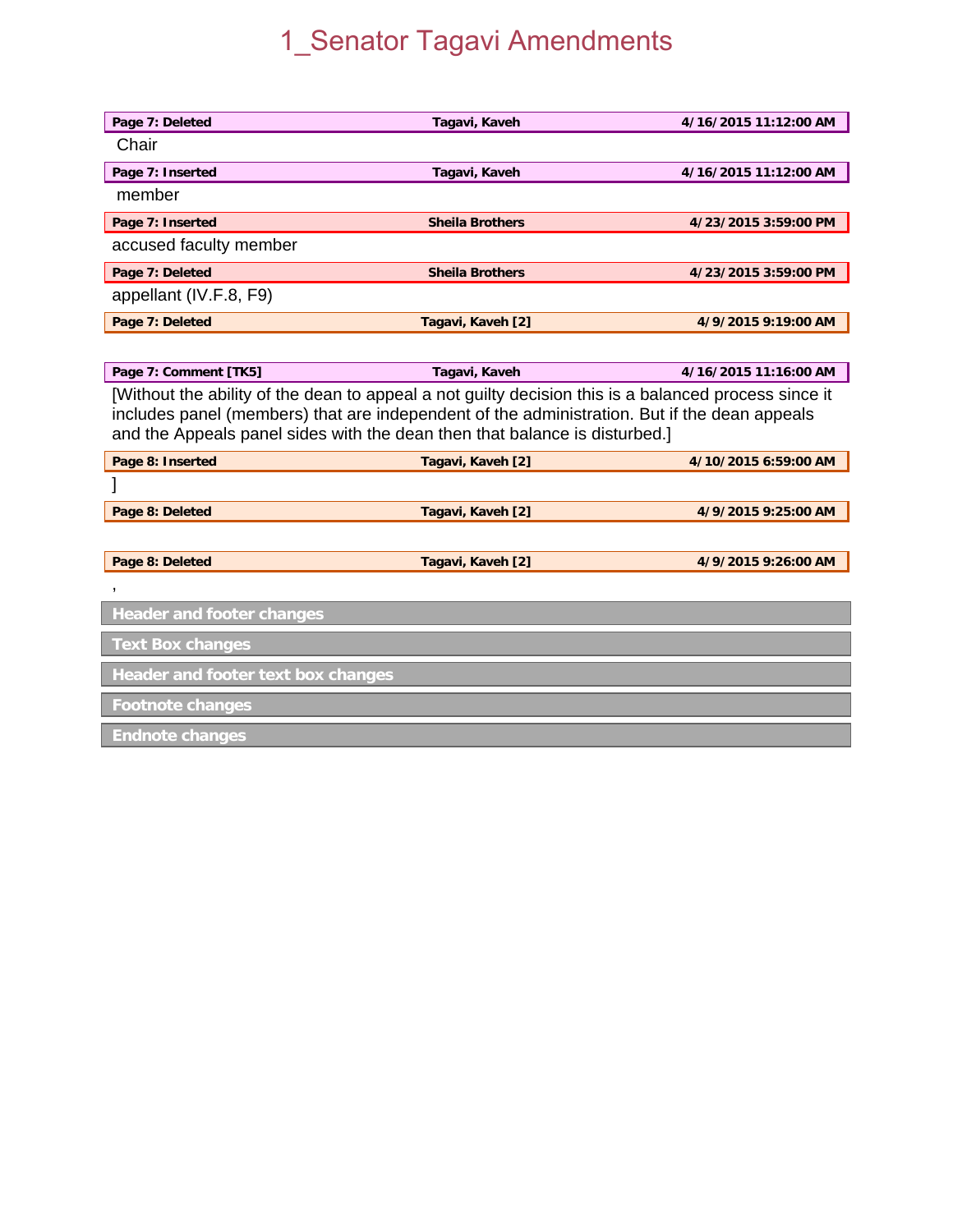# 1_Senator Tagavi Amendments

| Page 7: Deleted | Tagavi, Kaveh | 4/16/2015 11:12:00 AM |
|---|---|---|

Chair

| Page 7: Inserted | Tagavi, Kaveh | 4/16/2015 11:12:00 AM |
|---|---|---|

member

| Page 7: Inserted | Sheila Brothers | 4/23/2015 3:59:00 PM |
|---|---|---|

accused faculty member

| Page 7: Deleted | Sheila Brothers | 4/23/2015 3:59:00 PM |
|---|---|---|

appellant (IV.F.8, F9)

| Page 7: Deleted | Tagavi, Kaveh [2] | 4/9/2015 9:19:00 AM |
|---|---|---|

| Page 7: Comment [TK5] | Tagavi, Kaveh | 4/16/2015 11:16:00 AM |
|---|---|---|

[Without the ability of the dean to appeal a not guilty decision this is a balanced process since it includes panel (members) that are independent of the administration. But if the dean appeals and the Appeals panel sides with the dean then that balance is disturbed.]

| Page 8: Inserted | Tagavi, Kaveh [2] | 4/10/2015 6:59:00 AM |
|---|---|---|

]

| Page 8: Deleted | Tagavi, Kaveh [2] | 4/9/2015 9:25:00 AM |
|---|---|---|

| Page 8: Deleted | Tagavi, Kaveh [2] | 4/9/2015 9:26:00 AM |
|---|---|---|

,

**Header and footer changes**

**Text Box changes**

**Header and footer text box changes**

**Footnote changes**

**Endnote changes**